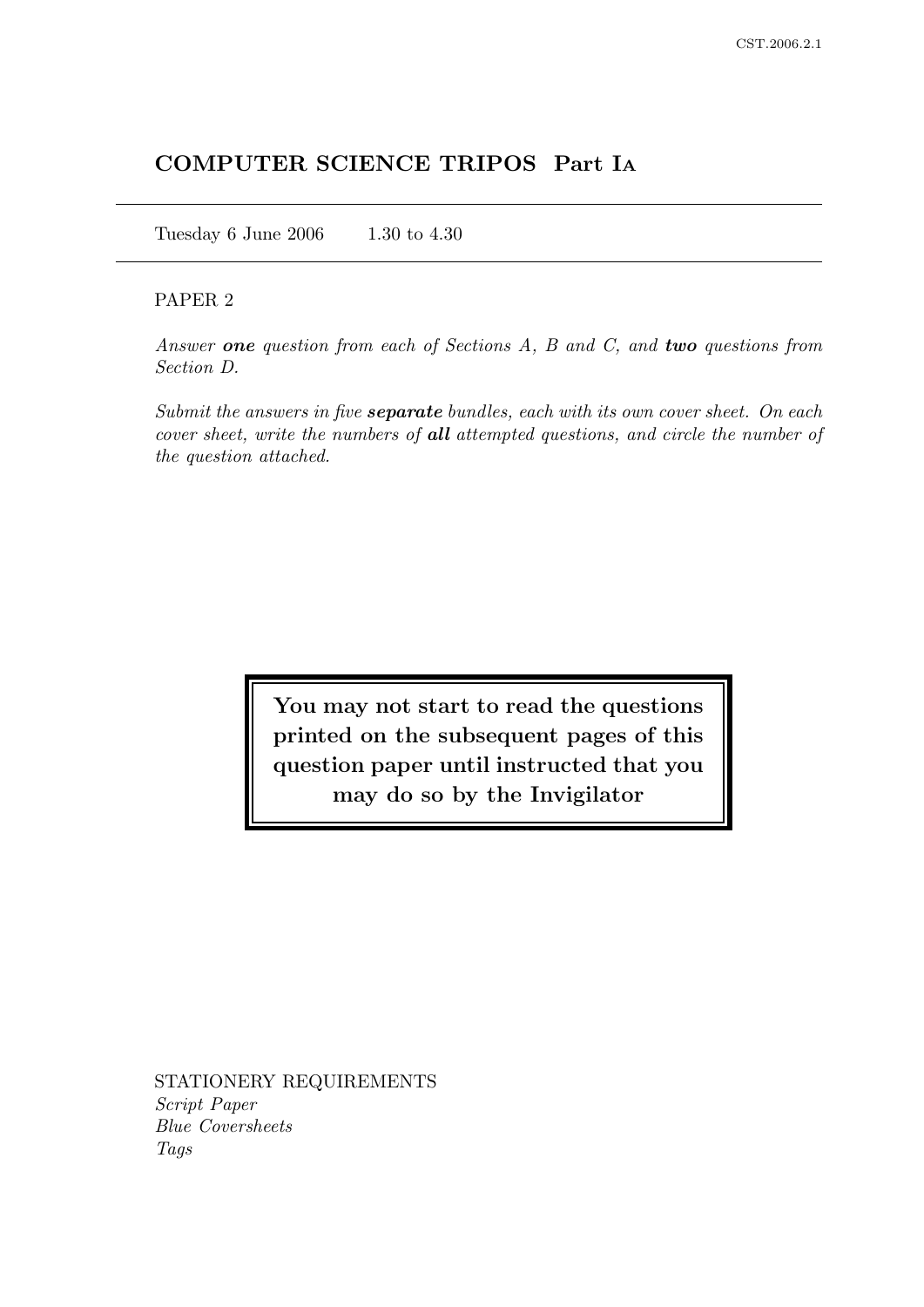# COMPUTER SCIENCE TRIPOS Part IA

Tuesday 6 June 2006 1.30 to 4.30

PAPER 2

*Answer **one** question from each of Sections A, B and C, and **two** questions from Section D.*

*Submit the answers in five **separate** bundles, each with its own cover sheet. On each cover sheet, write the numbers of **all** attempted questions, and circle the number of the question attached.*

**You may not start to read the questions printed on the subsequent pages of this question paper until instructed that you may do so by the Invigilator**

STATIONERY REQUIREMENTS
*Script Paper*
*Blue Coversheets*
*Tags*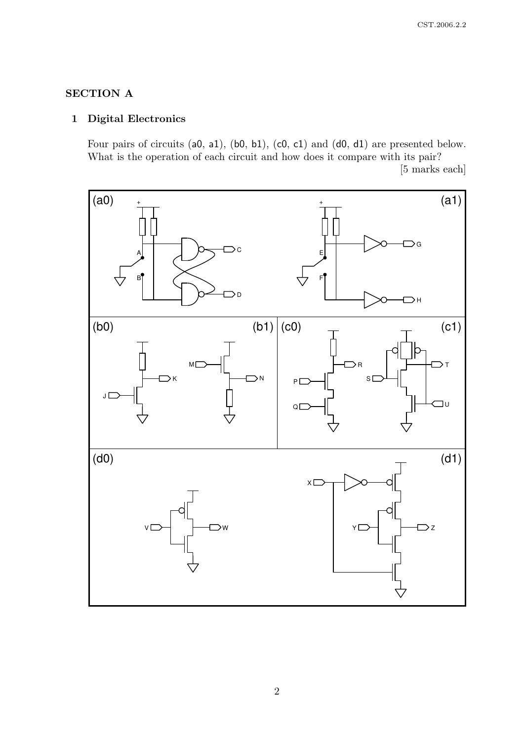## SECTION A

### 1 Digital Electronics

Four pairs of circuits (a0, a1), (b0, b1), (c0, c1) and (d0, d1) are presented below. What is the operation of each circuit and how does it compare with its pair?

[5 marks each]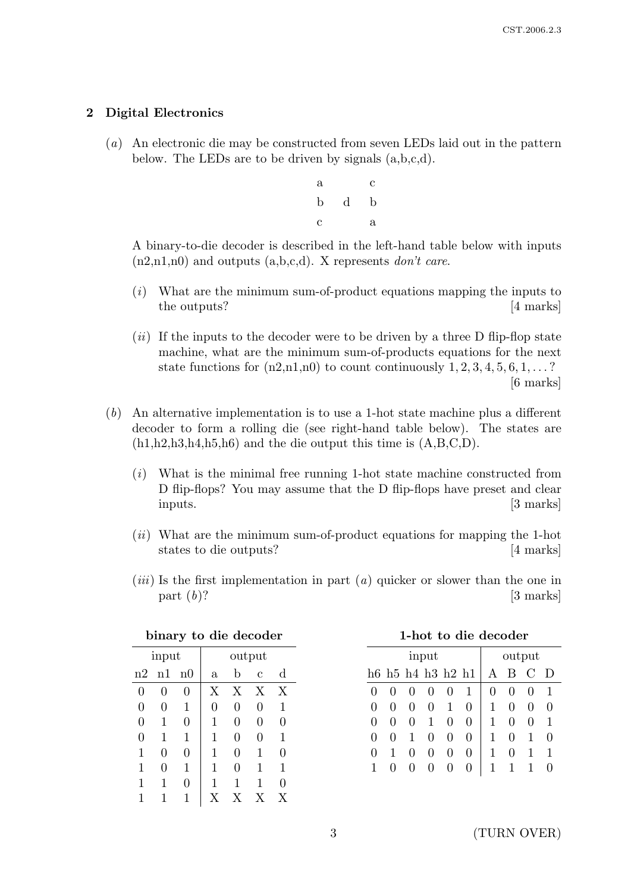## 2 Digital Electronics

(*a*) An electronic die may be constructed from seven LEDs laid out in the pattern below. The LEDs are to be driven by signals (a,b,c,d).

| | | |
|---|---|---|
| a | | c |
| b | d | b |
| c | | a |

A binary-to-die decoder is described in the left-hand table below with inputs (n2,n1,n0) and outputs (a,b,c,d). X represents *don't care*.

(*i*) What are the minimum sum-of-product equations mapping the inputs to the outputs? [4 marks]

(*ii*) If the inputs to the decoder were to be driven by a three D flip-flop state machine, what are the minimum sum-of-products equations for the next state functions for (n2,n1,n0) to count continuously $1, 2, 3, 4, 5, 6, 1, \ldots$? [6 marks]

(*b*) An alternative implementation is to use a 1-hot state machine plus a different decoder to form a rolling die (see right-hand table below). The states are (h1,h2,h3,h4,h5,h6) and the die output this time is (A,B,C,D).

(*i*) What is the minimal free running 1-hot state machine constructed from D flip-flops? You may assume that the D flip-flops have preset and clear inputs. [3 marks]

(*ii*) What are the minimum sum-of-product equations for mapping the 1-hot states to die outputs? [4 marks]

(*iii*) Is the first implementation in part (*a*) quicker or slower than the one in part (*b*)? [3 marks]

**binary to die decoder**

| input | | | output | | | |
|---|---|---|---|---|---|---|
| n2 | n1 | n0 | a | b | c | d |
| 0 | 0 | 0 | X | X | X | X |
| 0 | 0 | 1 | 0 | 0 | 0 | 1 |
| 0 | 1 | 0 | 1 | 0 | 0 | 0 |
| 0 | 1 | 1 | 1 | 0 | 0 | 1 |
| 1 | 0 | 0 | 1 | 0 | 1 | 0 |
| 1 | 0 | 1 | 1 | 0 | 1 | 1 |
| 1 | 1 | 0 | 1 | 1 | 1 | 0 |
| 1 | 1 | 1 | X | X | X | X |

**1-hot to die decoder**

| input | | | | | | output | | | |
|---|---|---|---|---|---|---|---|---|---|
| h6 | h5 | h4 | h3 | h2 | h1 | A | B | C | D |
| 0 | 0 | 0 | 0 | 0 | 1 | 0 | 0 | 0 | 1 |
| 0 | 0 | 0 | 0 | 1 | 0 | 1 | 0 | 0 | 0 |
| 0 | 0 | 0 | 1 | 0 | 0 | 1 | 0 | 0 | 1 |
| 0 | 0 | 1 | 0 | 0 | 0 | 1 | 0 | 1 | 0 |
| 0 | 1 | 0 | 0 | 0 | 0 | 1 | 0 | 1 | 1 |
| 1 | 0 | 0 | 0 | 0 | 0 | 1 | 1 | 1 | 0 |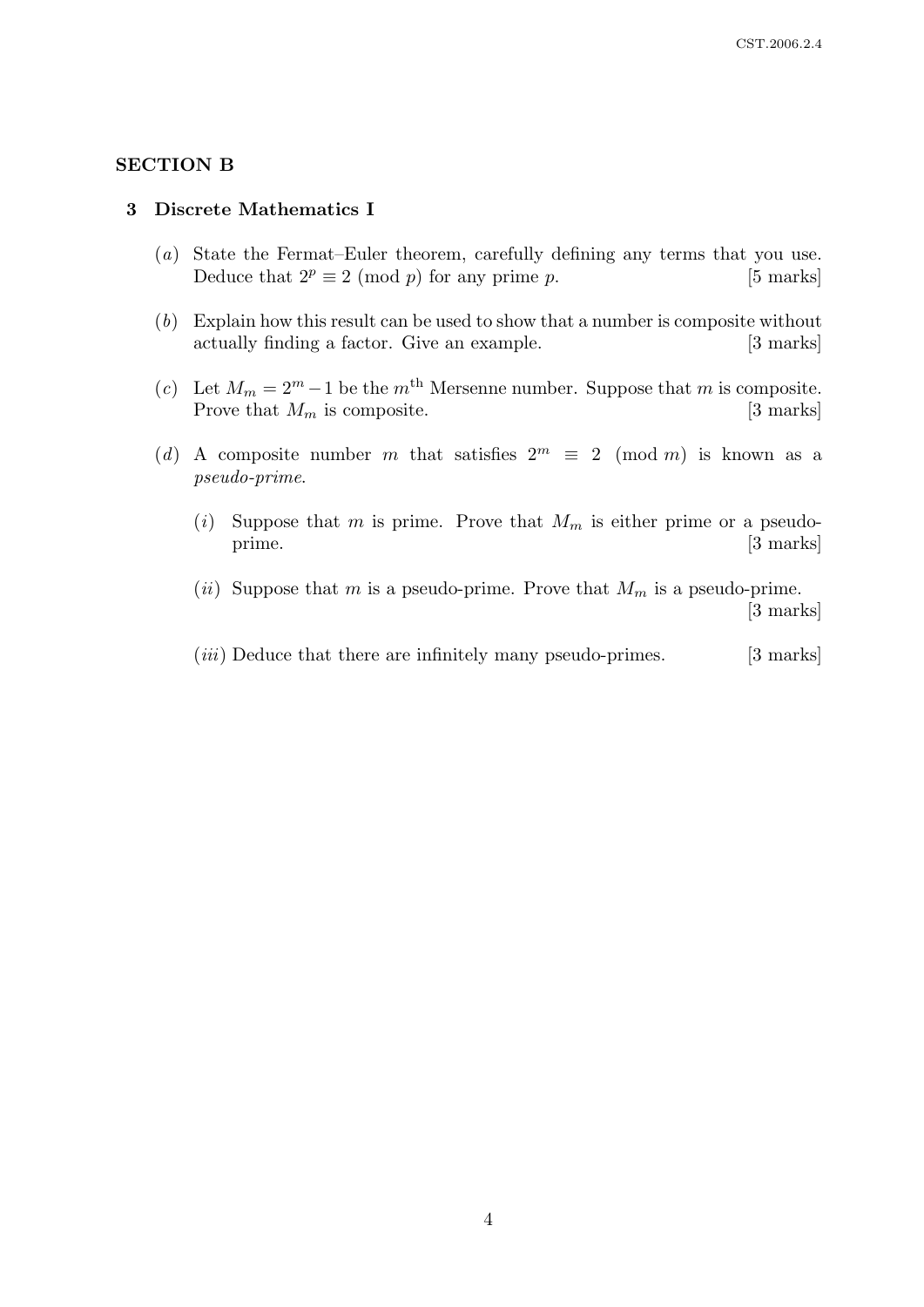## SECTION B

### 3 Discrete Mathematics I

(*a*) State the Fermat–Euler theorem, carefully defining any terms that you use. Deduce that $2^p \equiv 2 \pmod{p}$ for any prime $p$. [5 marks]

(*b*) Explain how this result can be used to show that a number is composite without actually finding a factor. Give an example. [3 marks]

(*c*) Let $M_m = 2^m - 1$ be the $m^{\text{th}}$ Mersenne number. Suppose that $m$ is composite. Prove that $M_m$ is composite. [3 marks]

(*d*) A composite number $m$ that satisfies $2^m \equiv 2 \pmod{m}$ is known as a *pseudo-prime*.

(*i*) Suppose that $m$ is prime. Prove that $M_m$ is either prime or a pseudo-prime. [3 marks]

(*ii*) Suppose that $m$ is a pseudo-prime. Prove that $M_m$ is a pseudo-prime. [3 marks]

(*iii*) Deduce that there are infinitely many pseudo-primes. [3 marks]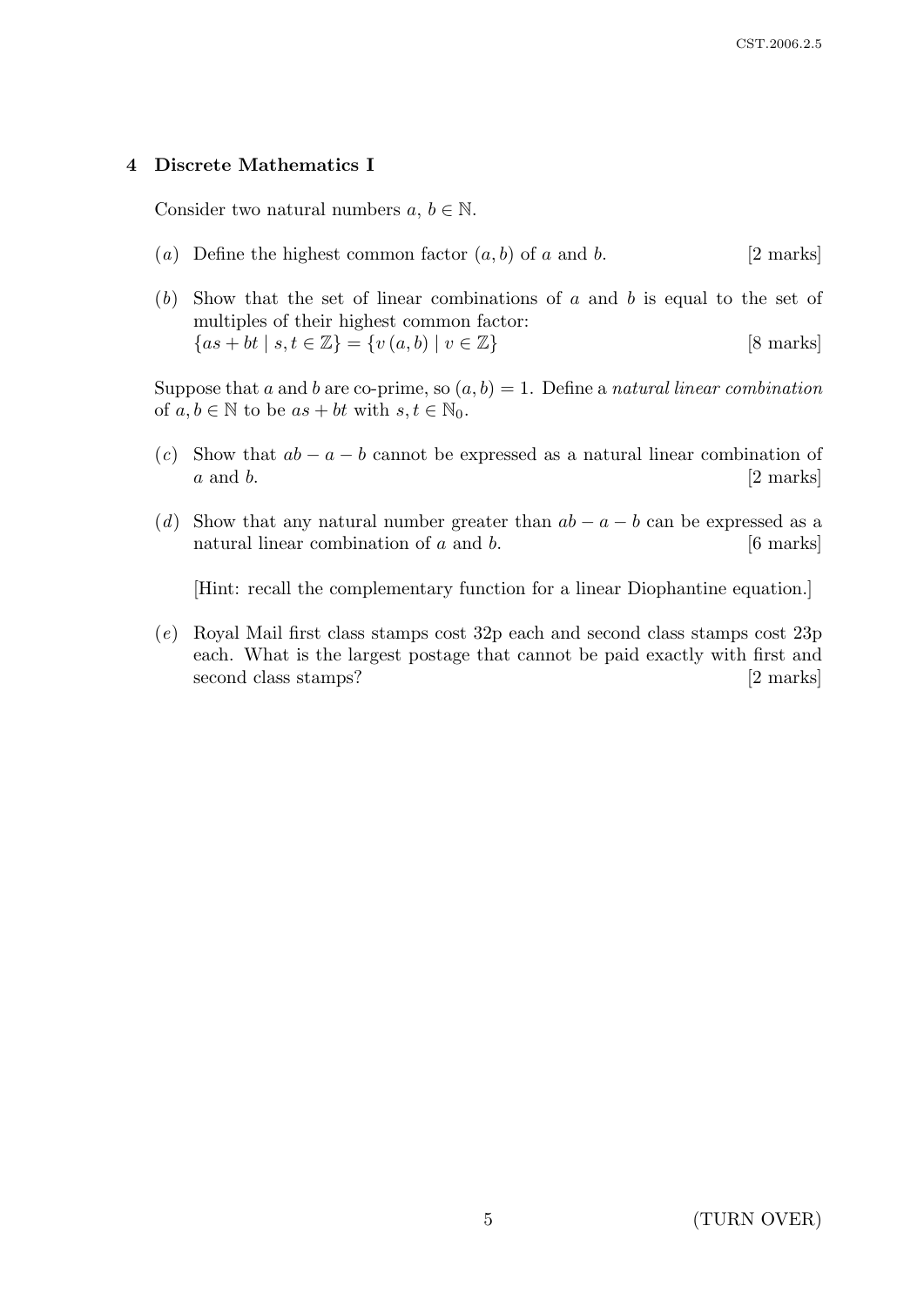## 4 Discrete Mathematics I

Consider two natural numbers $a, b \in \mathbb{N}$.

(*a*) Define the highest common factor $(a, b)$ of $a$ and $b$. [2 marks]

(*b*) Show that the set of linear combinations of $a$ and $b$ is equal to the set of multiples of their highest common factor:
$\{as + bt \mid s, t \in \mathbb{Z}\} = \{v\,(a, b) \mid v \in \mathbb{Z}\}$ [8 marks]

Suppose that $a$ and $b$ are co-prime, so $(a, b) = 1$. Define a *natural linear combination* of $a, b \in \mathbb{N}$ to be $as + bt$ with $s, t \in \mathbb{N}_0$.

(*c*) Show that $ab - a - b$ cannot be expressed as a natural linear combination of $a$ and $b$. [2 marks]

(*d*) Show that any natural number greater than $ab - a - b$ can be expressed as a natural linear combination of $a$ and $b$. [6 marks]

[Hint: recall the complementary function for a linear Diophantine equation.]

(*e*) Royal Mail first class stamps cost 32p each and second class stamps cost 23p each. What is the largest postage that cannot be paid exactly with first and second class stamps? [2 marks]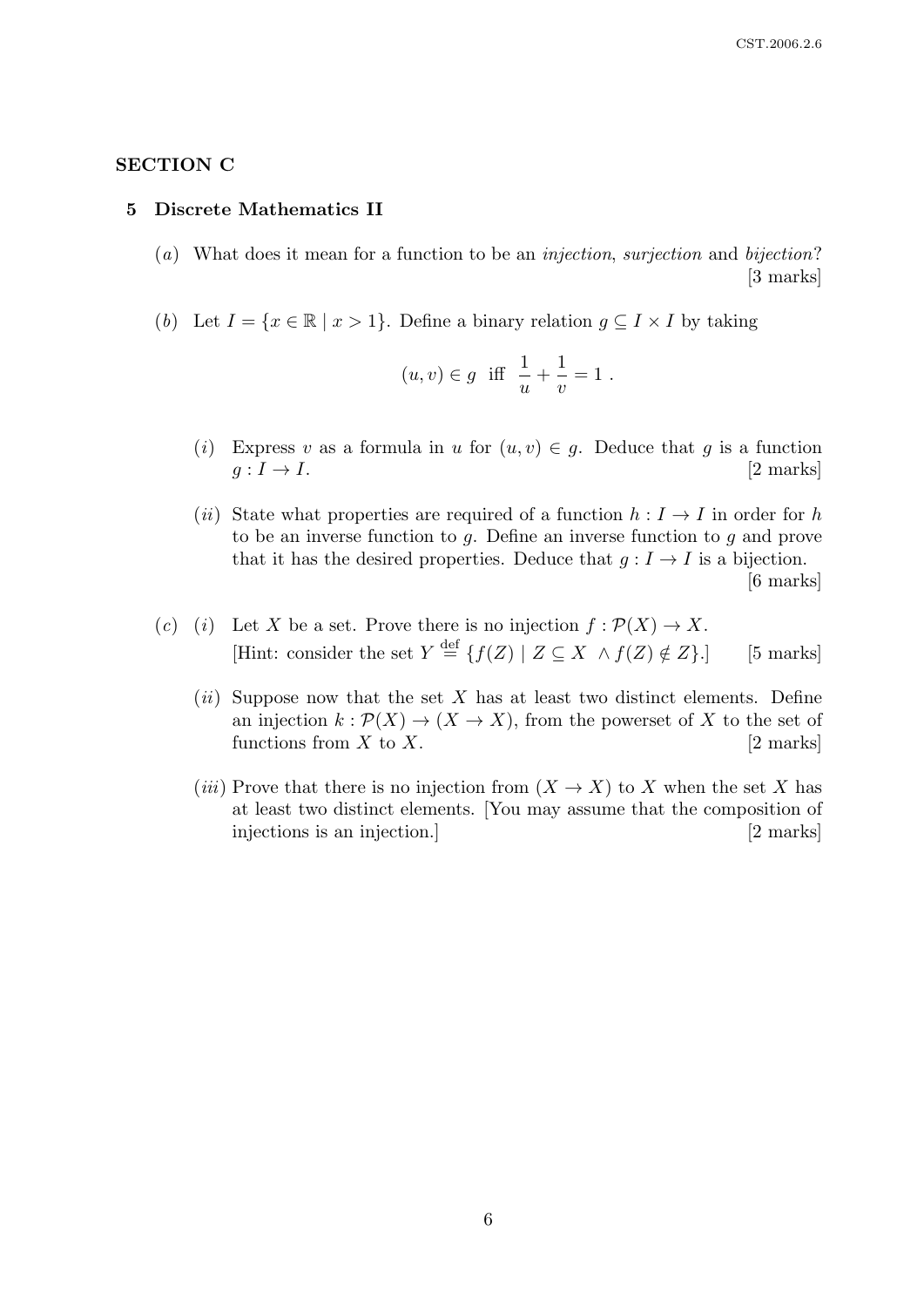## SECTION C

### 5 Discrete Mathematics II

(*a*) What does it mean for a function to be an *injection*, *surjection* and *bijection*? [3 marks]

(*b*) Let $I = \{x \in \mathbb{R} \mid x > 1\}$. Define a binary relation $g \subseteq I \times I$ by taking

$$(u, v) \in g \text{ iff } \frac{1}{u} + \frac{1}{v} = 1 .$$

(*i*) Express $v$ as a formula in $u$ for $(u, v) \in g$. Deduce that $g$ is a function $g : I \to I$. [2 marks]

(*ii*) State what properties are required of a function $h : I \to I$ in order for $h$ to be an inverse function to $g$. Define an inverse function to $g$ and prove that it has the desired properties. Deduce that $g : I \to I$ is a bijection. [6 marks]

(*c*) (*i*) Let $X$ be a set. Prove there is no injection $f : \mathcal{P}(X) \to X$.
[Hint: consider the set $Y \stackrel{\text{def}}{=} \{f(Z) \mid Z \subseteq X \ \wedge f(Z) \notin Z\}$.] [5 marks]

(*ii*) Suppose now that the set $X$ has at least two distinct elements. Define an injection $k : \mathcal{P}(X) \to (X \to X)$, from the powerset of $X$ to the set of functions from $X$ to $X$. [2 marks]

(*iii*) Prove that there is no injection from $(X \to X)$ to $X$ when the set $X$ has at least two distinct elements. [You may assume that the composition of injections is an injection.] [2 marks]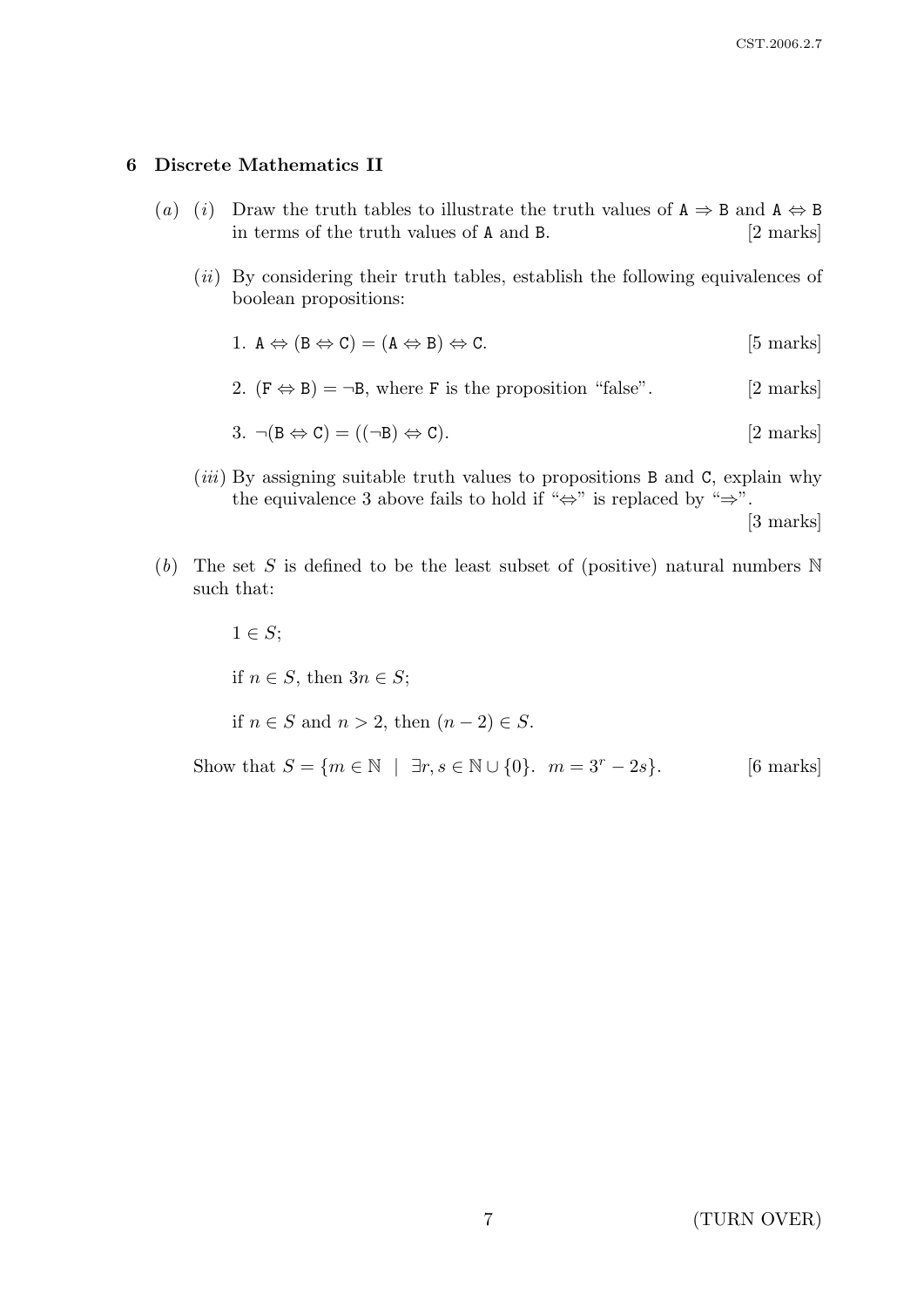## 6 Discrete Mathematics II

(*a*) (*i*) Draw the truth tables to illustrate the truth values of $\mathtt{A} \Rightarrow \mathtt{B}$ and $\mathtt{A} \Leftrightarrow \mathtt{B}$ in terms of the truth values of $\mathtt{A}$ and $\mathtt{B}$. [2 marks]

(*ii*) By considering their truth tables, establish the following equivalences of boolean propositions:

1. $\mathtt{A} \Leftrightarrow (\mathtt{B} \Leftrightarrow \mathtt{C}) = (\mathtt{A} \Leftrightarrow \mathtt{B}) \Leftrightarrow \mathtt{C}$. [5 marks]

2. $(\mathtt{F} \Leftrightarrow \mathtt{B}) = \neg\mathtt{B}$, where $\mathtt{F}$ is the proposition "false". [2 marks]

3. $\neg(\mathtt{B} \Leftrightarrow \mathtt{C}) = ((\neg\mathtt{B}) \Leftrightarrow \mathtt{C})$. [2 marks]

(*iii*) By assigning suitable truth values to propositions $\mathtt{B}$ and $\mathtt{C}$, explain why the equivalence 3 above fails to hold if "$\Leftrightarrow$" is replaced by "$\Rightarrow$". [3 marks]

(*b*) The set $S$ is defined to be the least subset of (positive) natural numbers $\mathbb{N}$ such that:

$1 \in S$;

if $n \in S$, then $3n \in S$;

if $n \in S$ and $n > 2$, then $(n-2) \in S$.

Show that $S = \{m \in \mathbb{N} \mid \exists r, s \in \mathbb{N} \cup \{0\}.\ m = 3^r - 2s\}$. [6 marks]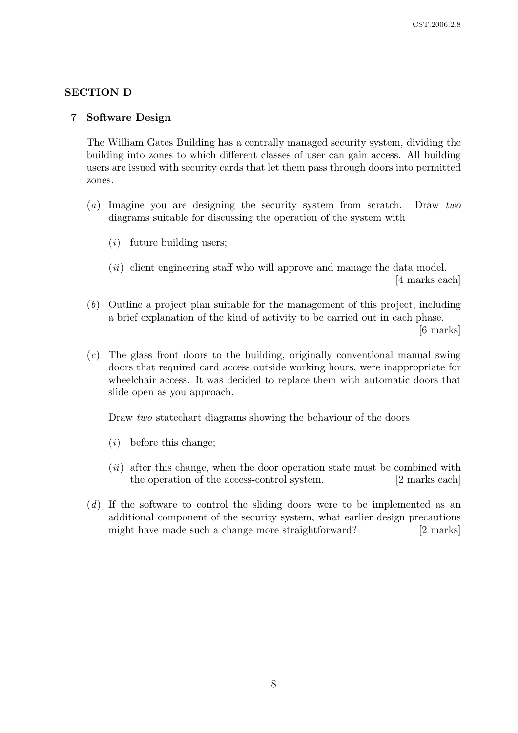## SECTION D

### 7 Software Design

The William Gates Building has a centrally managed security system, dividing the building into zones to which different classes of user can gain access. All building users are issued with security cards that let them pass through doors into permitted zones.

(*a*) Imagine you are designing the security system from scratch. Draw *two* diagrams suitable for discussing the operation of the system with

(*i*) future building users;

(*ii*) client engineering staff who will approve and manage the data model. [4 marks each]

(*b*) Outline a project plan suitable for the management of this project, including a brief explanation of the kind of activity to be carried out in each phase. [6 marks]

(*c*) The glass front doors to the building, originally conventional manual swing doors that required card access outside working hours, were inappropriate for wheelchair access. It was decided to replace them with automatic doors that slide open as you approach.

Draw *two* statechart diagrams showing the behaviour of the doors

(*i*) before this change;

(*ii*) after this change, when the door operation state must be combined with the operation of the access-control system. [2 marks each]

(*d*) If the software to control the sliding doors were to be implemented as an additional component of the security system, what earlier design precautions might have made such a change more straightforward? [2 marks]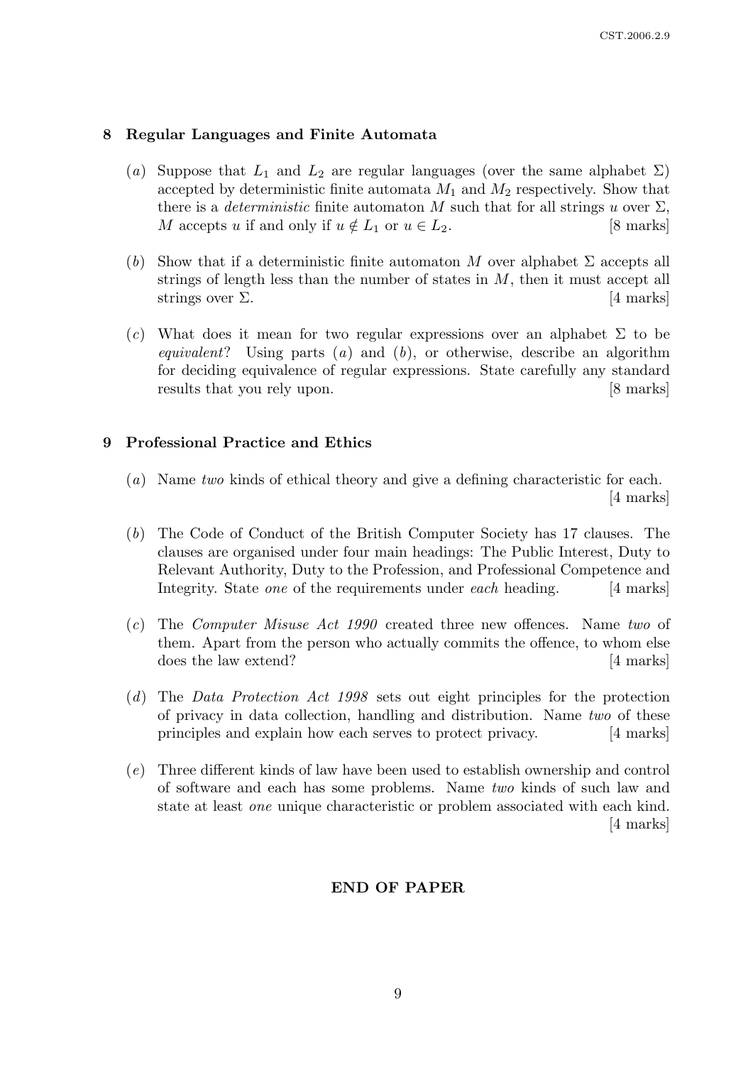## 8 Regular Languages and Finite Automata

(*a*) Suppose that $L_1$ and $L_2$ are regular languages (over the same alphabet $\Sigma$) accepted by deterministic finite automata $M_1$ and $M_2$ respectively. Show that there is a *deterministic* finite automaton $M$ such that for all strings $u$ over $\Sigma$, $M$ accepts $u$ if and only if $u \notin L_1$ or $u \in L_2$. [8 marks]

(*b*) Show that if a deterministic finite automaton $M$ over alphabet $\Sigma$ accepts all strings of length less than the number of states in $M$, then it must accept all strings over $\Sigma$. [4 marks]

(*c*) What does it mean for two regular expressions over an alphabet $\Sigma$ to be *equivalent*? Using parts (*a*) and (*b*), or otherwise, describe an algorithm for deciding equivalence of regular expressions. State carefully any standard results that you rely upon. [8 marks]

## 9 Professional Practice and Ethics

(*a*) Name *two* kinds of ethical theory and give a defining characteristic for each. [4 marks]

(*b*) The Code of Conduct of the British Computer Society has 17 clauses. The clauses are organised under four main headings: The Public Interest, Duty to Relevant Authority, Duty to the Profession, and Professional Competence and Integrity. State *one* of the requirements under *each* heading. [4 marks]

(*c*) The *Computer Misuse Act 1990* created three new offences. Name *two* of them. Apart from the person who actually commits the offence, to whom else does the law extend? [4 marks]

(*d*) The *Data Protection Act 1998* sets out eight principles for the protection of privacy in data collection, handling and distribution. Name *two* of these principles and explain how each serves to protect privacy. [4 marks]

(*e*) Three different kinds of law have been used to establish ownership and control of software and each has some problems. Name *two* kinds of such law and state at least *one* unique characteristic or problem associated with each kind. [4 marks]

**END OF PAPER**